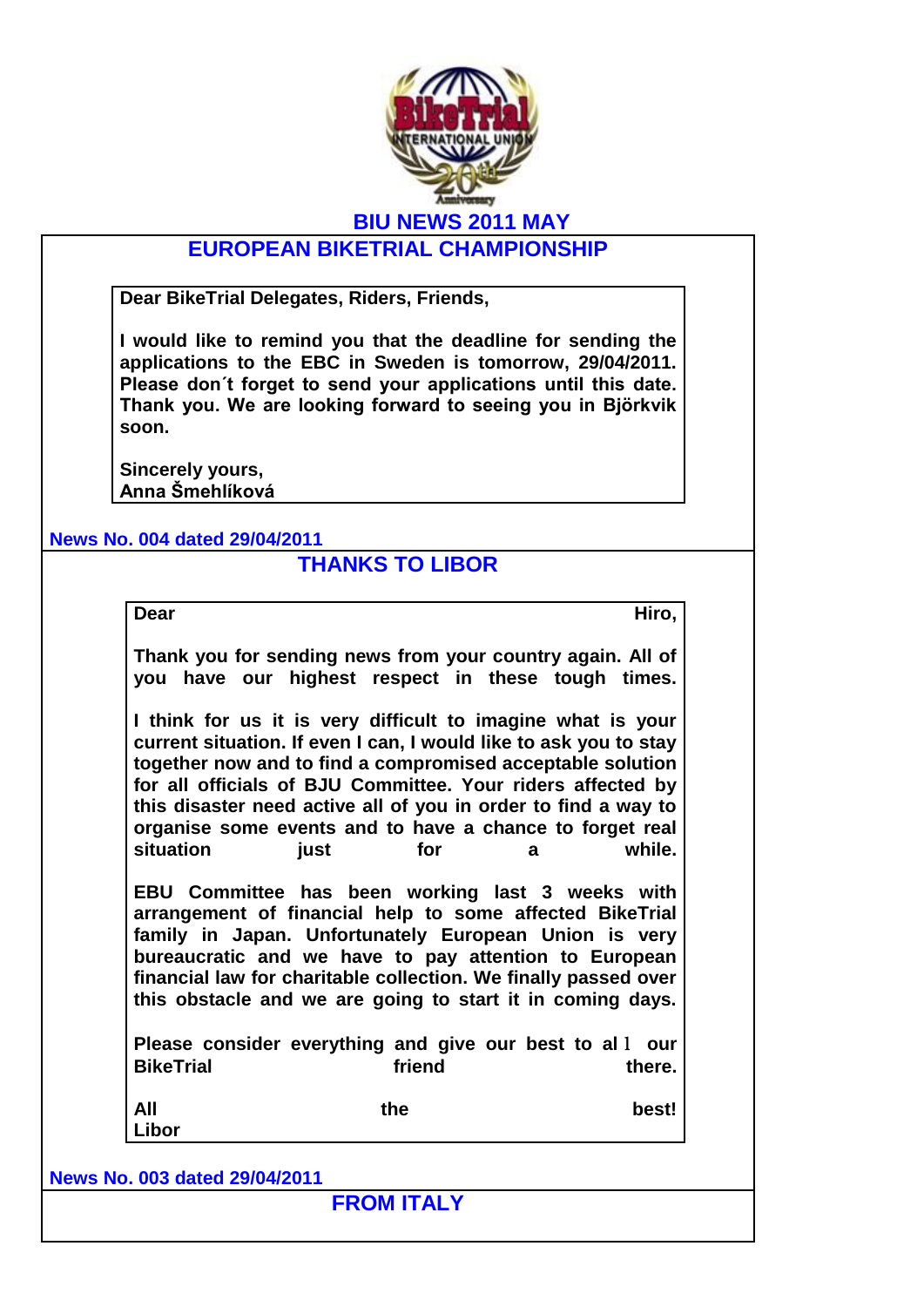# BIU NEWS 2011 MAY

## EUROPEAN BIKETRIAL CHAMPIONSHIP

**Dear BikeTrial Delegates, Riders, Friends,**

**I would like to remind you that the deadline for sending the applications to the EBC in Sweden is tomorrow, 29/04/2011. Please don´t forget to send your applications until this date. Thank you. We are looking forward to seeing you in Björkvik soon.**

**Sincerely yours,**
**Anna Šmehlíková**

**News No. 004 dated 29/04/2011**

## THANKS TO LIBOR

**Dear Hiro,**

**Thank you for sending news from your country again. All of you have our highest respect in these tough times.**

**I think for us it is very difficult to imagine what is your current situation. If even I can, I would like to ask you to stay together now and to find a compromised acceptable solution for all officials of BJU Committee. Your riders affected by this disaster need active all of you in order to find a way to organise some events and to have a chance to forget real situation just for a while.**

**EBU Committee has been working last 3 weeks with arrangement of financial help to some affected BikeTrial family in Japan. Unfortunately European Union is very bureaucratic and we have to pay attention to European financial law for charitable collection. We finally passed over this obstacle and we are going to start it in coming days.**

**Please consider everything and give our best to all our BikeTrial friend there.**

**All the best!**
**Libor**

**News No. 003 dated 29/04/2011**

## FROM ITALY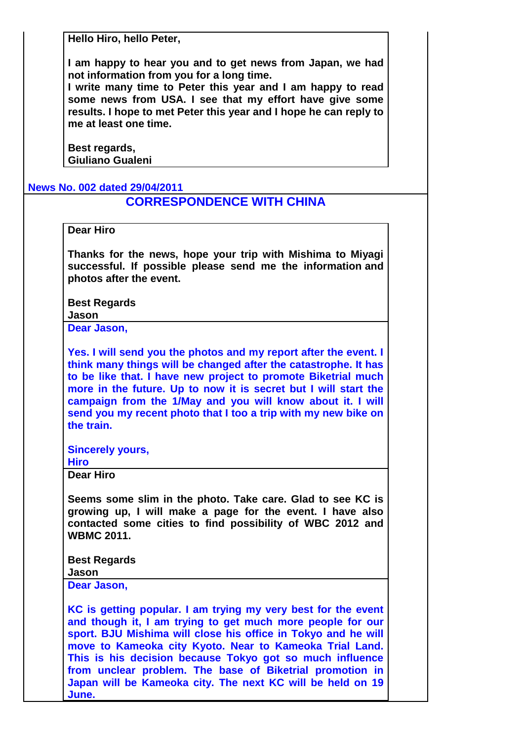**Hello Hiro, hello Peter,**

**I am happy to hear you and to get news from Japan, we had not information from you for a long time.**
**I write many time to Peter this year and I am happy to read some news from USA. I see that my effort have give some results. I hope to met Peter this year and I hope he can reply to me at least one time.**

**Best regards,**
**Giuliano Gualeni**

**News No. 002 dated 29/04/2011**

## CORRESPONDENCE WITH CHINA

**Dear Hiro**

**Thanks for the news, hope your trip with Mishima to Miyagi successful. If possible please send me the information and photos after the event.**

**Best Regards**
**Jason**

**Dear Jason,**

**Yes. I will send you the photos and my report after the event. I think many things will be changed after the catastrophe. It has to be like that. I have new project to promote Biketrial much more in the future. Up to now it is secret but I will start the campaign from the 1/May and you will know about it. I will send you my recent photo that I too a trip with my new bike on the train.**

**Sincerely yours,**
**Hiro**

**Dear Hiro**

**Seems some slim in the photo. Take care. Glad to see KC is growing up, I will make a page for the event. I have also contacted some cities to find possibility of WBC 2012 and WBMC 2011.**

**Best Regards**
**Jason**

**Dear Jason,**

**KC is getting popular. I am trying my very best for the event and though it, I am trying to get much more people for our sport. BJU Mishima will close his office in Tokyo and he will move to Kameoka city Kyoto. Near to Kameoka Trial Land. This is his decision because Tokyo got so much influence from unclear problem. The base of Biketrial promotion in Japan will be Kameoka city. The next KC will be held on 19 June.**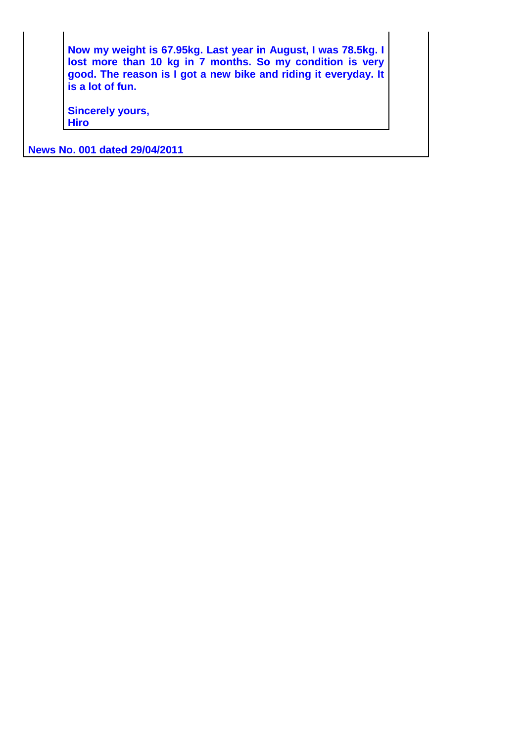**Now my weight is 67.95kg. Last year in August, I was 78.5kg. I lost more than 10 kg in 7 months. So my condition is very good. The reason is I got a new bike and riding it everyday. It is a lot of fun.**

**Sincerely yours,**
**Hiro**

**News No. 001 dated 29/04/2011**